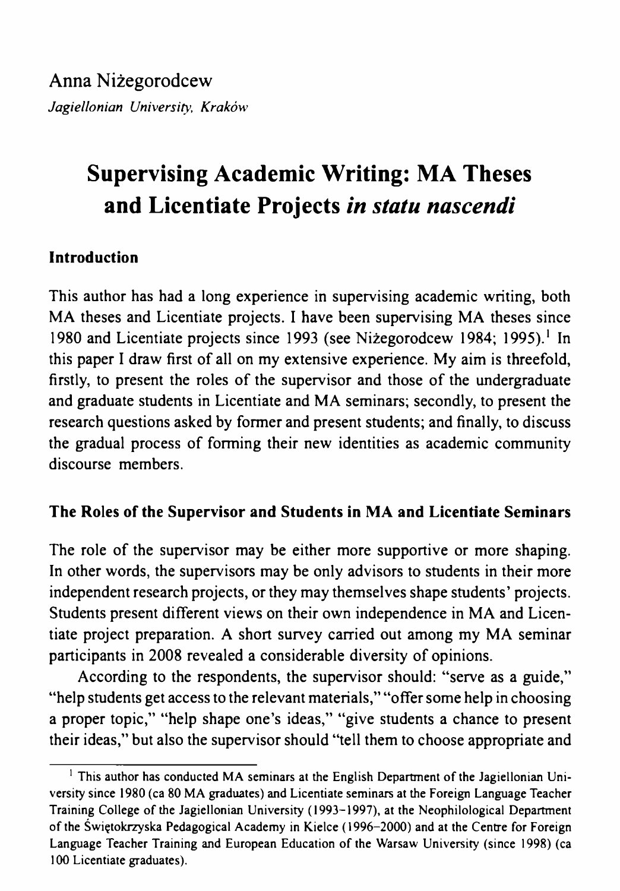Anna Niżegorodcew

*Jagiellonian University, Kraków*

# Supervising Academic Writing: MA Theses and Licentiate Projects *in statu nascendi*

## Introduction

This author has had a long experience in supervising academic writing, both MA theses and Licentiate projects. I have been supervising MA theses since 1980 and Licentiate projects since 1993 (see Niżegorodcew 1984; 1995).[1] In this paper I draw first of all on my extensive experience. My aim is threefold, firstly, to present the roles of the supervisor and those of the undergraduate and graduate students in Licentiate and MA seminars; secondly, to present the research questions asked by former and present students; and finally, to discuss the gradual process of forming their new identities as academic community discourse members.

## The Roles of the Supervisor and Students in MA and Licentiate Seminars

The role of the supervisor may be either more supportive or more shaping. In other words, the supervisors may be only advisors to students in their more independent research projects, or they may themselves shape students' projects. Students present different views on their own independence in MA and Licentiate project preparation. A short survey carried out among my MA seminar participants in 2008 revealed a considerable diversity of opinions.

According to the respondents, the supervisor should: "serve as a guide," "help students get access to the relevant materials," "offer some help in choosing a proper topic," "help shape one's ideas," "give students a chance to present their ideas," but also the supervisor should "tell them to choose appropriate and

---

[1] This author has conducted MA seminars at the English Department of the Jagiellonian University since 1980 (ca 80 MA graduates) and Licentiate seminars at the Foreign Language Teacher Training College of the Jagiellonian University (1993–1997), at the Neophilological Department of the Świętokrzyska Pedagogical Academy in Kielce (1996–2000) and at the Centre for Foreign Language Teacher Training and European Education of the Warsaw University (since 1998) (ca 100 Licentiate graduates).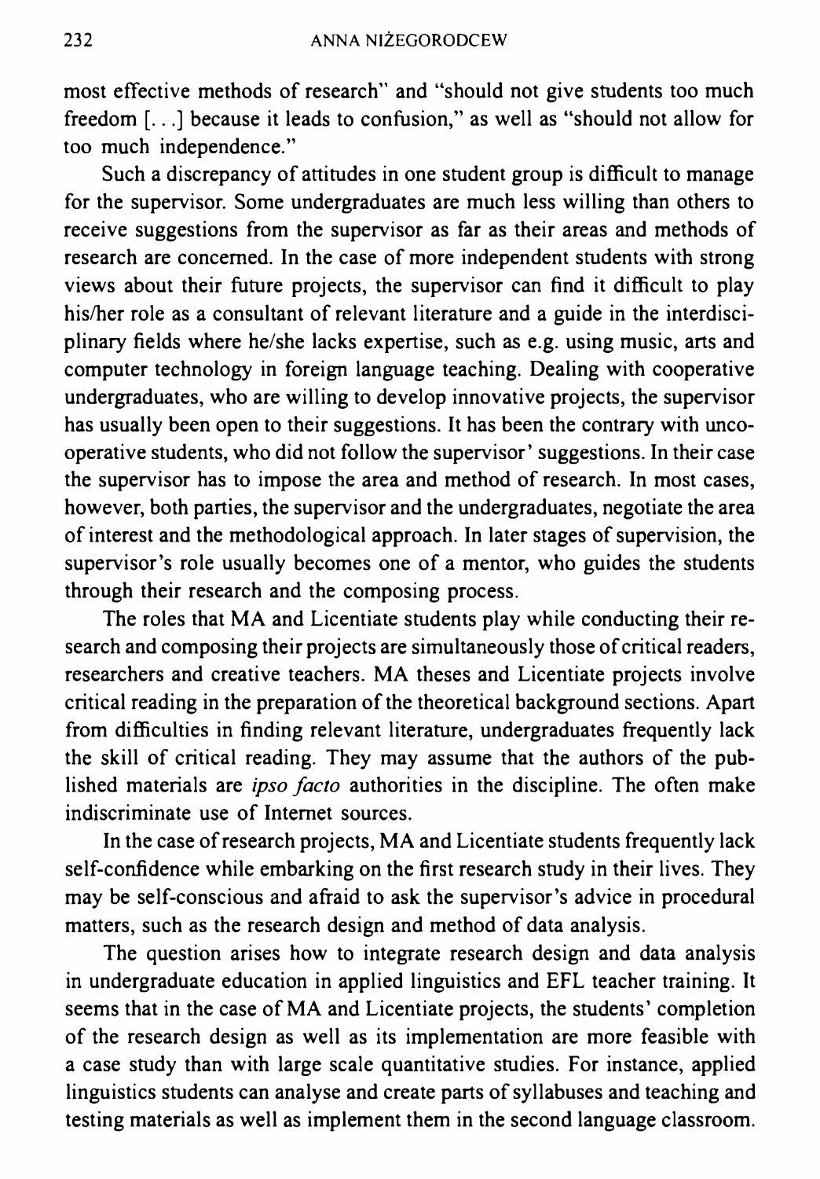most effective methods of research" and "should not give students too much freedom [...] because it leads to confusion," as well as "should not allow for too much independence."

Such a discrepancy of attitudes in one student group is difficult to manage for the supervisor. Some undergraduates are much less willing than others to receive suggestions from the supervisor as far as their areas and methods of research are concerned. In the case of more independent students with strong views about their future projects, the supervisor can find it difficult to play his/her role as a consultant of relevant literature and a guide in the interdisciplinary fields where he/she lacks expertise, such as e.g. using music, arts and computer technology in foreign language teaching. Dealing with cooperative undergraduates, who are willing to develop innovative projects, the supervisor has usually been open to their suggestions. It has been the contrary with uncooperative students, who did not follow the supervisor' suggestions. In their case the supervisor has to impose the area and method of research. In most cases, however, both parties, the supervisor and the undergraduates, negotiate the area of interest and the methodological approach. In later stages of supervision, the supervisor's role usually becomes one of a mentor, who guides the students through their research and the composing process.

The roles that MA and Licentiate students play while conducting their research and composing their projects are simultaneously those of critical readers, researchers and creative teachers. MA theses and Licentiate projects involve critical reading in the preparation of the theoretical background sections. Apart from difficulties in finding relevant literature, undergraduates frequently lack the skill of critical reading. They may assume that the authors of the published materials are *ipso facto* authorities in the discipline. The often make indiscriminate use of Internet sources.

In the case of research projects, MA and Licentiate students frequently lack self-confidence while embarking on the first research study in their lives. They may be self-conscious and afraid to ask the supervisor's advice in procedural matters, such as the research design and method of data analysis.

The question arises how to integrate research design and data analysis in undergraduate education in applied linguistics and EFL teacher training. It seems that in the case of MA and Licentiate projects, the students' completion of the research design as well as its implementation are more feasible with a case study than with large scale quantitative studies. For instance, applied linguistics students can analyse and create parts of syllabuses and teaching and testing materials as well as implement them in the second language classroom.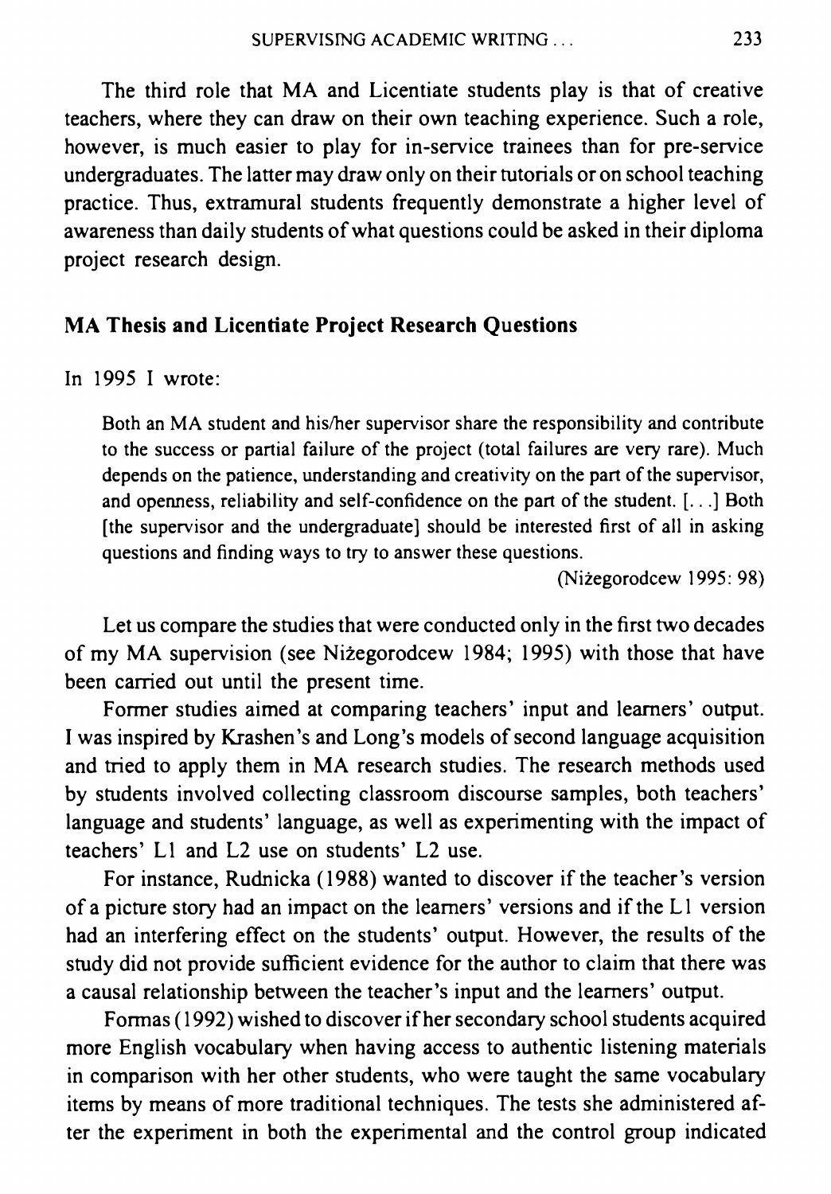The third role that MA and Licentiate students play is that of creative teachers, where they can draw on their own teaching experience. Such a role, however, is much easier to play for in-service trainees than for pre-service undergraduates. The latter may draw only on their tutorials or on school teaching practice. Thus, extramural students frequently demonstrate a higher level of awareness than daily students of what questions could be asked in their diploma project research design.

## MA Thesis and Licentiate Project Research Questions

In 1995 I wrote:

> Both an MA student and his/her supervisor share the responsibility and contribute to the success or partial failure of the project (total failures are very rare). Much depends on the patience, understanding and creativity on the part of the supervisor, and openness, reliability and self-confidence on the part of the student. [...] Both [the supervisor and the undergraduate] should be interested first of all in asking questions and finding ways to try to answer these questions.
>
> (Niżegorodcew 1995: 98)

Let us compare the studies that were conducted only in the first two decades of my MA supervision (see Niżegorodcew 1984; 1995) with those that have been carried out until the present time.

Former studies aimed at comparing teachers' input and learners' output. I was inspired by Krashen's and Long's models of second language acquisition and tried to apply them in MA research studies. The research methods used by students involved collecting classroom discourse samples, both teachers' language and students' language, as well as experimenting with the impact of teachers' L1 and L2 use on students' L2 use.

For instance, Rudnicka (1988) wanted to discover if the teacher's version of a picture story had an impact on the learners' versions and if the L1 version had an interfering effect on the students' output. However, the results of the study did not provide sufficient evidence for the author to claim that there was a causal relationship between the teacher's input and the learners' output.

Formas (1992) wished to discover if her secondary school students acquired more English vocabulary when having access to authentic listening materials in comparison with her other students, who were taught the same vocabulary items by means of more traditional techniques. The tests she administered after the experiment in both the experimental and the control group indicated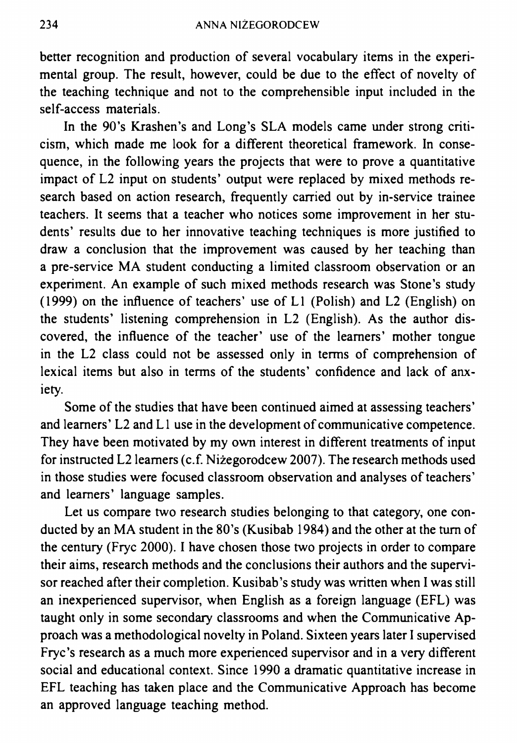better recognition and production of several vocabulary items in the experimental group. The result, however, could be due to the effect of novelty of the teaching technique and not to the comprehensible input included in the self-access materials.

In the 90's Krashen's and Long's SLA models came under strong criticism, which made me look for a different theoretical framework. In consequence, in the following years the projects that were to prove a quantitative impact of L2 input on students' output were replaced by mixed methods research based on action research, frequently carried out by in-service trainee teachers. It seems that a teacher who notices some improvement in her students' results due to her innovative teaching techniques is more justified to draw a conclusion that the improvement was caused by her teaching than a pre-service MA student conducting a limited classroom observation or an experiment. An example of such mixed methods research was Stone's study (1999) on the influence of teachers' use of L1 (Polish) and L2 (English) on the students' listening comprehension in L2 (English). As the author discovered, the influence of the teacher' use of the learners' mother tongue in the L2 class could not be assessed only in terms of comprehension of lexical items but also in terms of the students' confidence and lack of anxiety.

Some of the studies that have been continued aimed at assessing teachers' and learners' L2 and L1 use in the development of communicative competence. They have been motivated by my own interest in different treatments of input for instructed L2 learners (c.f. Niżegorodcew 2007). The research methods used in those studies were focused classroom observation and analyses of teachers' and learners' language samples.

Let us compare two research studies belonging to that category, one conducted by an MA student in the 80's (Kusibab 1984) and the other at the turn of the century (Fryc 2000). I have chosen those two projects in order to compare their aims, research methods and the conclusions their authors and the supervisor reached after their completion. Kusibab's study was written when I was still an inexperienced supervisor, when English as a foreign language (EFL) was taught only in some secondary classrooms and when the Communicative Approach was a methodological novelty in Poland. Sixteen years later I supervised Fryc's research as a much more experienced supervisor and in a very different social and educational context. Since 1990 a dramatic quantitative increase in EFL teaching has taken place and the Communicative Approach has become an approved language teaching method.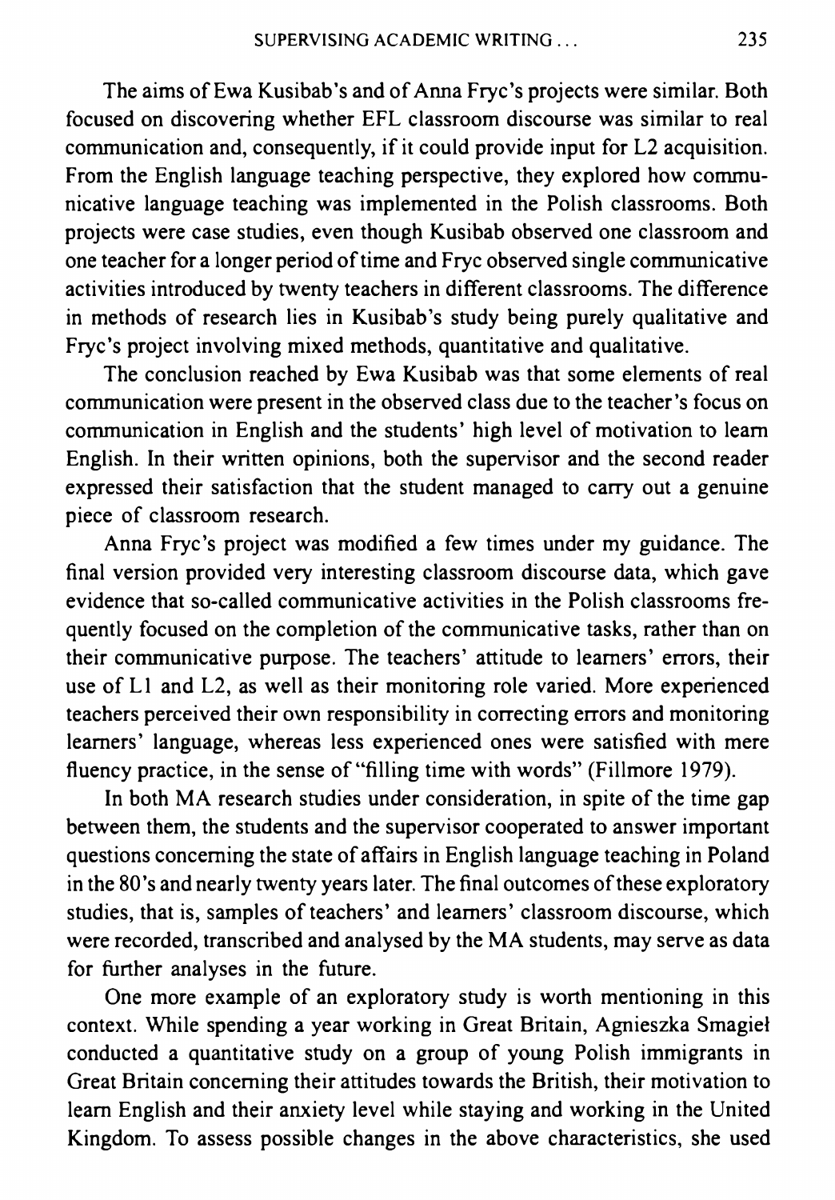The aims of Ewa Kusibab's and of Anna Fryc's projects were similar. Both focused on discovering whether EFL classroom discourse was similar to real communication and, consequently, if it could provide input for L2 acquisition. From the English language teaching perspective, they explored how communicative language teaching was implemented in the Polish classrooms. Both projects were case studies, even though Kusibab observed one classroom and one teacher for a longer period of time and Fryc observed single communicative activities introduced by twenty teachers in different classrooms. The difference in methods of research lies in Kusibab's study being purely qualitative and Fryc's project involving mixed methods, quantitative and qualitative.

The conclusion reached by Ewa Kusibab was that some elements of real communication were present in the observed class due to the teacher's focus on communication in English and the students' high level of motivation to learn English. In their written opinions, both the supervisor and the second reader expressed their satisfaction that the student managed to carry out a genuine piece of classroom research.

Anna Fryc's project was modified a few times under my guidance. The final version provided very interesting classroom discourse data, which gave evidence that so-called communicative activities in the Polish classrooms frequently focused on the completion of the communicative tasks, rather than on their communicative purpose. The teachers' attitude to learners' errors, their use of L1 and L2, as well as their monitoring role varied. More experienced teachers perceived their own responsibility in correcting errors and monitoring learners' language, whereas less experienced ones were satisfied with mere fluency practice, in the sense of "filling time with words" (Fillmore 1979).

In both MA research studies under consideration, in spite of the time gap between them, the students and the supervisor cooperated to answer important questions concerning the state of affairs in English language teaching in Poland in the 80's and nearly twenty years later. The final outcomes of these exploratory studies, that is, samples of teachers' and learners' classroom discourse, which were recorded, transcribed and analysed by the MA students, may serve as data for further analyses in the future.

One more example of an exploratory study is worth mentioning in this context. While spending a year working in Great Britain, Agnieszka Smagieł conducted a quantitative study on a group of young Polish immigrants in Great Britain concerning their attitudes towards the British, their motivation to learn English and their anxiety level while staying and working in the United Kingdom. To assess possible changes in the above characteristics, she used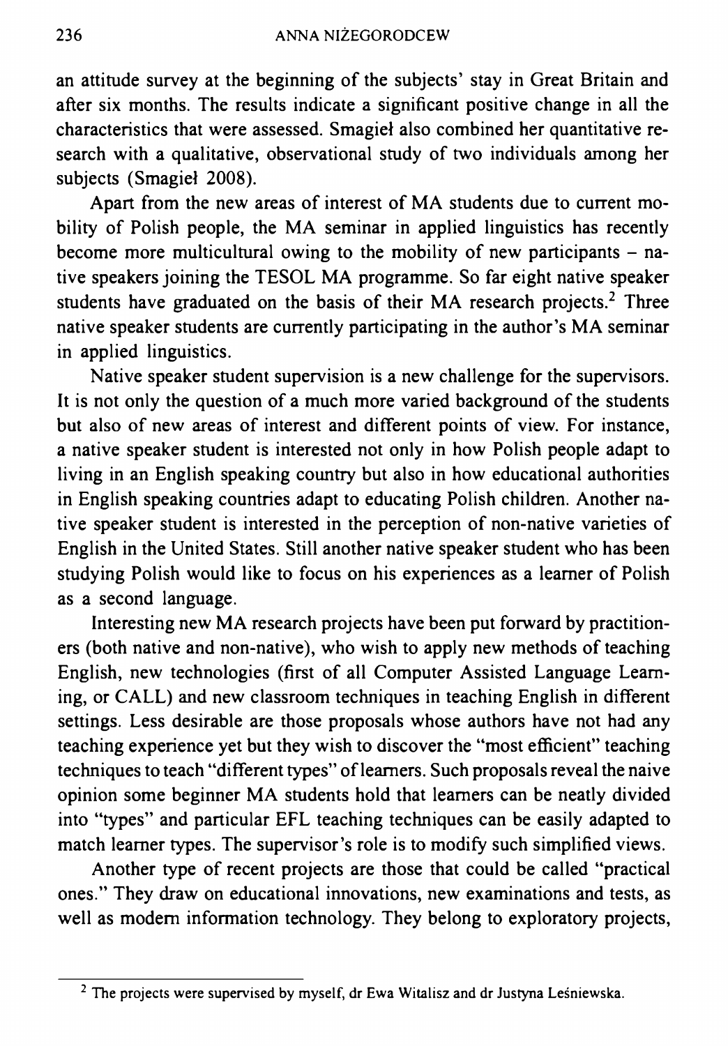an attitude survey at the beginning of the subjects' stay in Great Britain and after six months. The results indicate a significant positive change in all the characteristics that were assessed. Smagieł also combined her quantitative research with a qualitative, observational study of two individuals among her subjects (Smagieł 2008).

Apart from the new areas of interest of MA students due to current mobility of Polish people, the MA seminar in applied linguistics has recently become more multicultural owing to the mobility of new participants – native speakers joining the TESOL MA programme. So far eight native speaker students have graduated on the basis of their MA research projects.[2] Three native speaker students are currently participating in the author's MA seminar in applied linguistics.

Native speaker student supervision is a new challenge for the supervisors. It is not only the question of a much more varied background of the students but also of new areas of interest and different points of view. For instance, a native speaker student is interested not only in how Polish people adapt to living in an English speaking country but also in how educational authorities in English speaking countries adapt to educating Polish children. Another native speaker student is interested in the perception of non-native varieties of English in the United States. Still another native speaker student who has been studying Polish would like to focus on his experiences as a learner of Polish as a second language.

Interesting new MA research projects have been put forward by practitioners (both native and non-native), who wish to apply new methods of teaching English, new technologies (first of all Computer Assisted Language Learning, or CALL) and new classroom techniques in teaching English in different settings. Less desirable are those proposals whose authors have not had any teaching experience yet but they wish to discover the "most efficient" teaching techniques to teach "different types" of learners. Such proposals reveal the naive opinion some beginner MA students hold that learners can be neatly divided into "types" and particular EFL teaching techniques can be easily adapted to match learner types. The supervisor's role is to modify such simplified views.

Another type of recent projects are those that could be called "practical ones." They draw on educational innovations, new examinations and tests, as well as modern information technology. They belong to exploratory projects,

---

[2] The projects were supervised by myself, dr Ewa Witalisz and dr Justyna Leśniewska.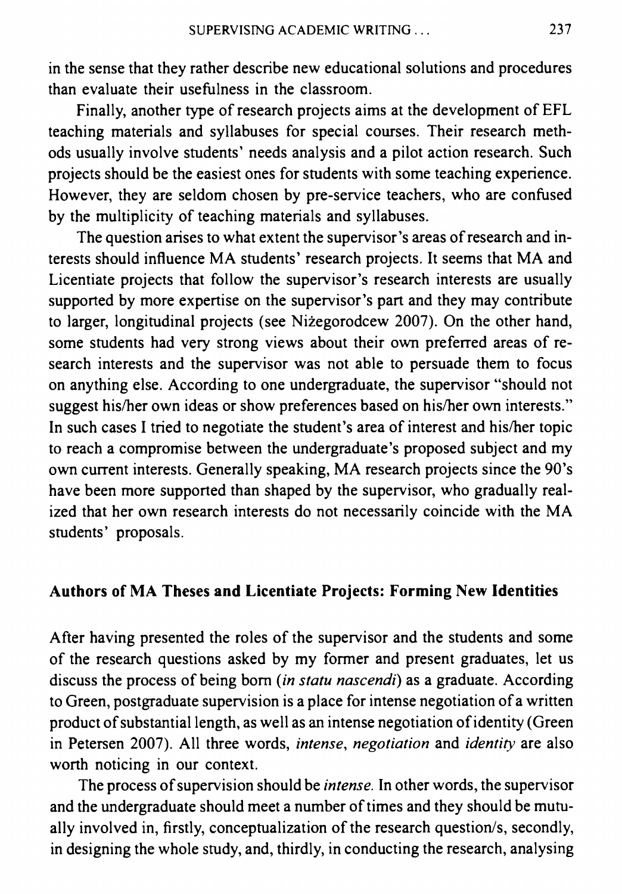in the sense that they rather describe new educational solutions and procedures than evaluate their usefulness in the classroom.

Finally, another type of research projects aims at the development of EFL teaching materials and syllabuses for special courses. Their research methods usually involve students' needs analysis and a pilot action research. Such projects should be the easiest ones for students with some teaching experience. However, they are seldom chosen by pre-service teachers, who are confused by the multiplicity of teaching materials and syllabuses.

The question arises to what extent the supervisor's areas of research and interests should influence MA students' research projects. It seems that MA and Licentiate projects that follow the supervisor's research interests are usually supported by more expertise on the supervisor's part and they may contribute to larger, longitudinal projects (see Niżegorodcew 2007). On the other hand, some students had very strong views about their own preferred areas of research interests and the supervisor was not able to persuade them to focus on anything else. According to one undergraduate, the supervisor "should not suggest his/her own ideas or show preferences based on his/her own interests." In such cases I tried to negotiate the student's area of interest and his/her topic to reach a compromise between the undergraduate's proposed subject and my own current interests. Generally speaking, MA research projects since the 90's have been more supported than shaped by the supervisor, who gradually realized that her own research interests do not necessarily coincide with the MA students' proposals.

## Authors of MA Theses and Licentiate Projects: Forming New Identities

After having presented the roles of the supervisor and the students and some of the research questions asked by my former and present graduates, let us discuss the process of being born (*in statu nascendi*) as a graduate. According to Green, postgraduate supervision is a place for intense negotiation of a written product of substantial length, as well as an intense negotiation of identity (Green in Petersen 2007). All three words, *intense*, *negotiation* and *identity* are also worth noticing in our context.

The process of supervision should be *intense*. In other words, the supervisor and the undergraduate should meet a number of times and they should be mutually involved in, firstly, conceptualization of the research question/s, secondly, in designing the whole study, and, thirdly, in conducting the research, analysing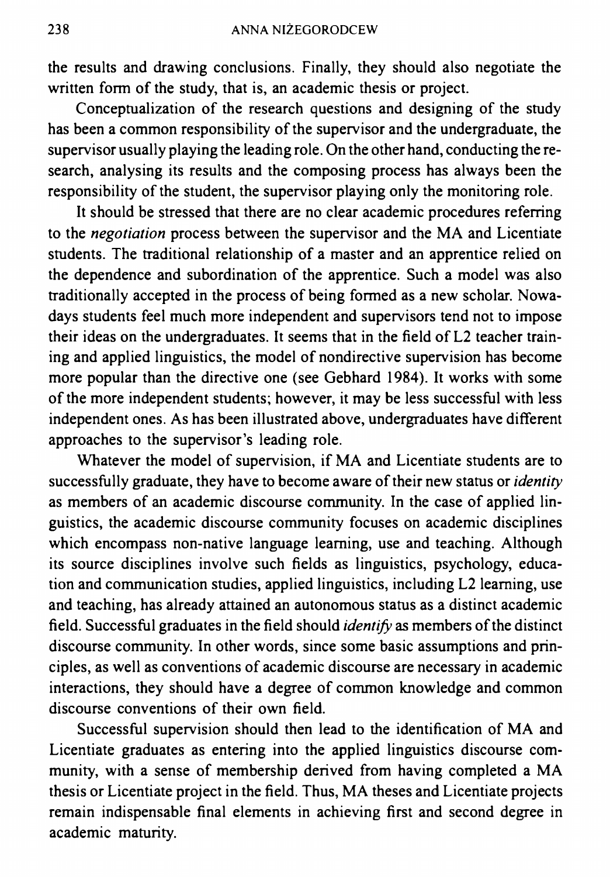the results and drawing conclusions. Finally, they should also negotiate the written form of the study, that is, an academic thesis or project.

Conceptualization of the research questions and designing of the study has been a common responsibility of the supervisor and the undergraduate, the supervisor usually playing the leading role. On the other hand, conducting the research, analysing its results and the composing process has always been the responsibility of the student, the supervisor playing only the monitoring role.

It should be stressed that there are no clear academic procedures referring to the *negotiation* process between the supervisor and the MA and Licentiate students. The traditional relationship of a master and an apprentice relied on the dependence and subordination of the apprentice. Such a model was also traditionally accepted in the process of being formed as a new scholar. Nowadays students feel much more independent and supervisors tend not to impose their ideas on the undergraduates. It seems that in the field of L2 teacher training and applied linguistics, the model of nondirective supervision has become more popular than the directive one (see Gebhard 1984). It works with some of the more independent students; however, it may be less successful with less independent ones. As has been illustrated above, undergraduates have different approaches to the supervisor's leading role.

Whatever the model of supervision, if MA and Licentiate students are to successfully graduate, they have to become aware of their new status or *identity* as members of an academic discourse community. In the case of applied linguistics, the academic discourse community focuses on academic disciplines which encompass non-native language learning, use and teaching. Although its source disciplines involve such fields as linguistics, psychology, education and communication studies, applied linguistics, including L2 learning, use and teaching, has already attained an autonomous status as a distinct academic field. Successful graduates in the field should *identify* as members of the distinct discourse community. In other words, since some basic assumptions and principles, as well as conventions of academic discourse are necessary in academic interactions, they should have a degree of common knowledge and common discourse conventions of their own field.

Successful supervision should then lead to the identification of MA and Licentiate graduates as entering into the applied linguistics discourse community, with a sense of membership derived from having completed a MA thesis or Licentiate project in the field. Thus, MA theses and Licentiate projects remain indispensable final elements in achieving first and second degree in academic maturity.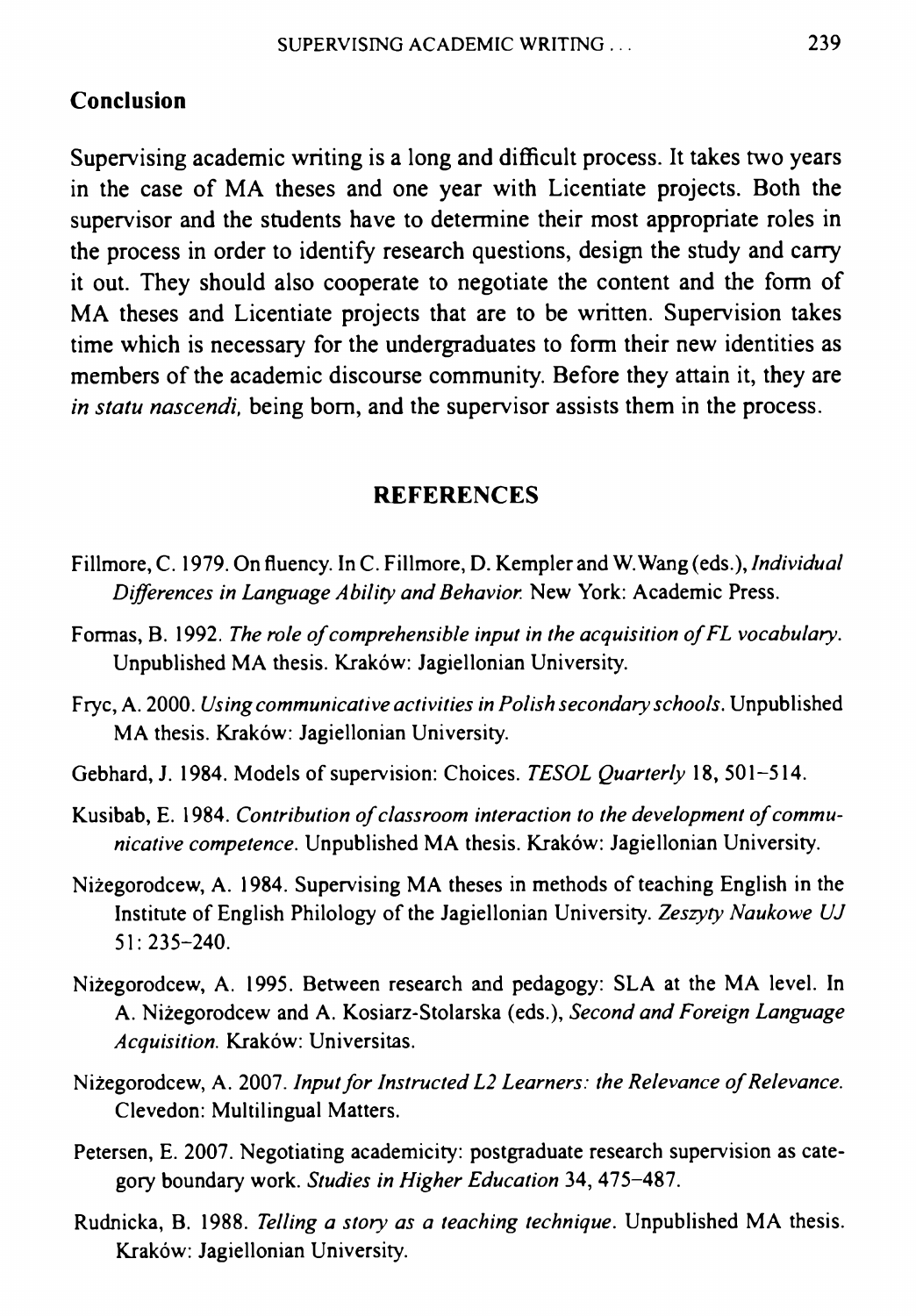## Conclusion

Supervising academic writing is a long and difficult process. It takes two years in the case of MA theses and one year with Licentiate projects. Both the supervisor and the students have to determine their most appropriate roles in the process in order to identify research questions, design the study and carry it out. They should also cooperate to negotiate the content and the form of MA theses and Licentiate projects that are to be written. Supervision takes time which is necessary for the undergraduates to form their new identities as members of the academic discourse community. Before they attain it, they are *in statu nascendi,* being born, and the supervisor assists them in the process.

## REFERENCES

Fillmore, C. 1979. On fluency. In C. Fillmore, D. Kempler and W.Wang (eds.), *Individual Differences in Language Ability and Behavior.* New York: Academic Press.

Formas, B. 1992. *The role of comprehensible input in the acquisition of FL vocabulary.* Unpublished MA thesis. Kraków: Jagiellonian University.

Fryc, A. 2000. *Using communicative activities in Polish secondary schools.* Unpublished MA thesis. Kraków: Jagiellonian University.

Gebhard, J. 1984. Models of supervision: Choices. *TESOL Quarterly* 18, 501–514.

Kusibab, E. 1984. *Contribution of classroom interaction to the development of communicative competence.* Unpublished MA thesis. Kraków: Jagiellonian University.

Niżegorodcew, A. 1984. Supervising MA theses in methods of teaching English in the Institute of English Philology of the Jagiellonian University. *Zeszyty Naukowe UJ* 51: 235–240.

Niżegorodcew, A. 1995. Between research and pedagogy: SLA at the MA level. In A. Niżegorodcew and A. Kosiarz-Stolarska (eds.), *Second and Foreign Language Acquisition.* Kraków: Universitas.

Niżegorodcew, A. 2007. *Input for Instructed L2 Learners: the Relevance of Relevance.* Clevedon: Multilingual Matters.

Petersen, E. 2007. Negotiating academicity: postgraduate research supervision as category boundary work. *Studies in Higher Education* 34, 475–487.

Rudnicka, B. 1988. *Telling a story as a teaching technique.* Unpublished MA thesis. Kraków: Jagiellonian University.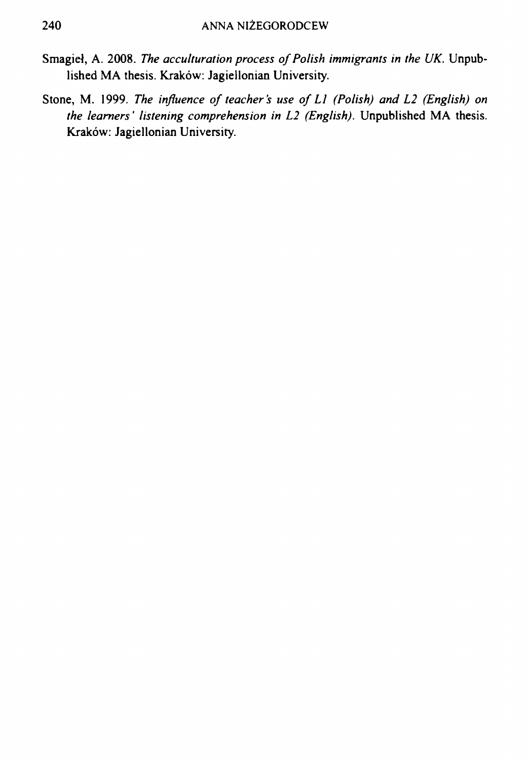Smagieł, A. 2008. *The acculturation process of Polish immigrants in the UK*. Unpublished MA thesis. Kraków: Jagiellonian University.

Stone, M. 1999. *The influence of teacher's use of L1 (Polish) and L2 (English) on the learners' listening comprehension in L2 (English)*. Unpublished MA thesis. Kraków: Jagiellonian University.